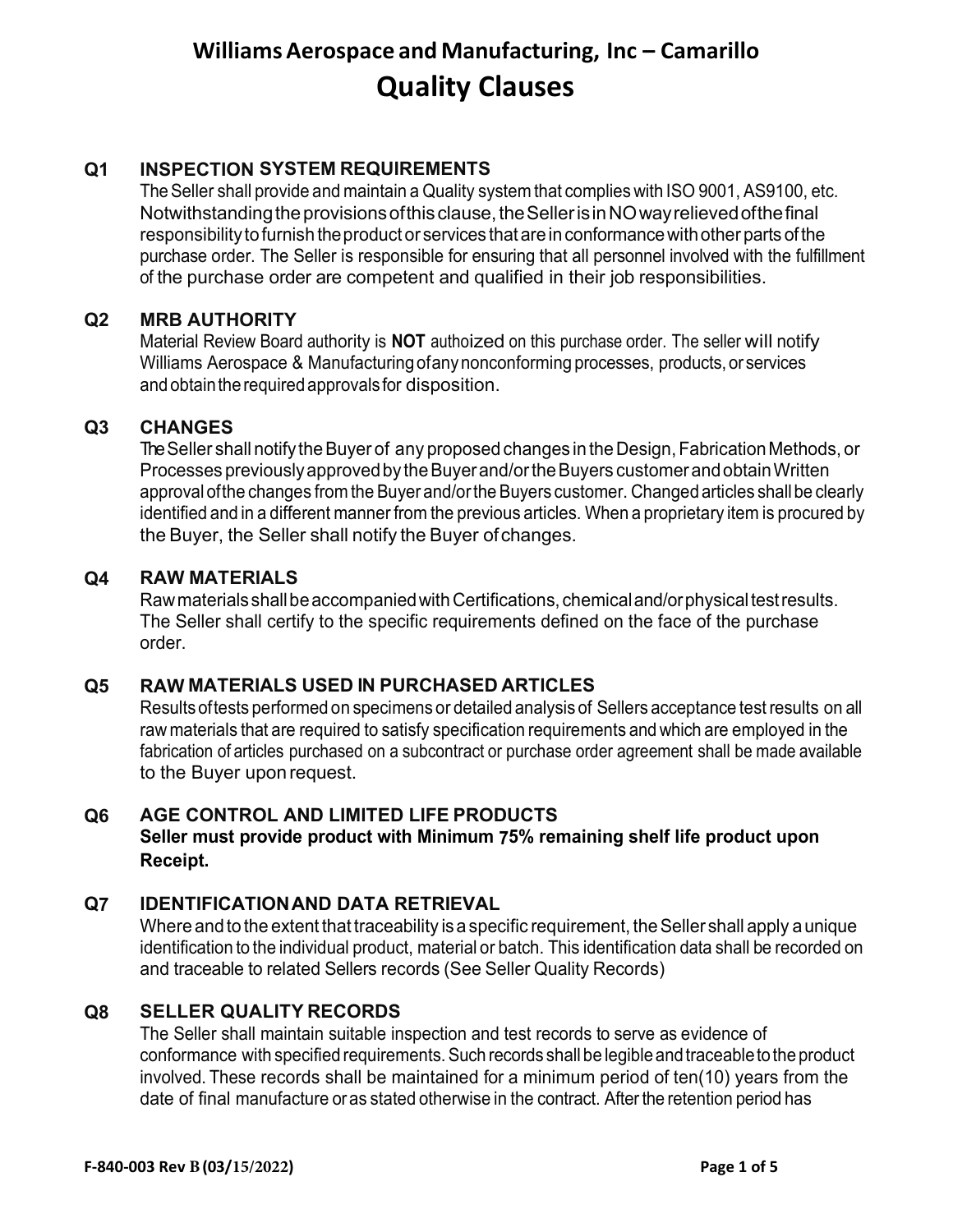# Williams Aerospace and Manufacturing, Inc – Camarillo

# Quality Clauses

## Q1 INSPECTION SYSTEM REQUIREMENTS

The Seller shall provide and maintain a Quality system that complies with ISO 9001, AS9100, etc. Notwithstanding the provisions of this clause, the Seller is in NO way relieved of the final responsibility to furnish the product or services that are in conformance with other parts of the purchase order. The Seller is responsible for ensuring that all personnel involved with the fulfillment of the purchase order are competent and qualified in their job responsibilities.

## Q2 MRB AUTHORITY

Material Review Board authority is **NOT** authoized on this purchase order. The seller will notify Williams Aerospace & Manufacturing of any nonconforming processes, products, or services and obtain the required approvals for disposition.

## Q3 CHANGES

The Seller shall notify the Buyer of any proposed changes in the Design, Fabrication Methods, or Processes previously approved by the Buyer and/or the Buyers customer and obtain Written approval of the changes from the Buyer and/or the Buyers customer. Changed articles shall be clearly identified and in a different manner from the previous articles. When a proprietary item is procured by the Buyer, the Seller shall notify the Buyer of changes.

## Q4 RAW MATERIALS

Raw materials shall be accompanied with Certifications, chemical and/or physical test results. The Seller shall certify to the specific requirements defined on the face of the purchase order.

## Q5 RAW MATERIALS USED IN PURCHASED ARTICLES

Results of tests performed on specimens or detailed analysis of Sellers acceptance test results on all raw materials that are required to satisfy specification requirements and which are employed in the fabrication of articles purchased on a subcontract or purchase order agreement shall be made available to the Buyer upon request.

## Q6 AGE CONTROL AND LIMITED LIFE PRODUCTS

**Seller must provide product with Minimum 75% remaining shelf life product upon Receipt.**

## Q7 IDENTIFICATION AND DATA RETRIEVAL

Where and to the extent that traceability is a specific requirement, the Seller shall apply a unique identification to the individual product, material or batch. This identification data shall be recorded on and traceable to related Sellers records (See Seller Quality Records)

## Q8 SELLER QUALITY RECORDS

The Seller shall maintain suitable inspection and test records to serve as evidence of conformance with specified requirements. Such records shall be legible and traceable to the product involved. These records shall be maintained for a minimum period of ten(10) years from the date of final manufacture or as stated otherwise in the contract. After the retention period has

F-840-003 Rev B (03/15/2022)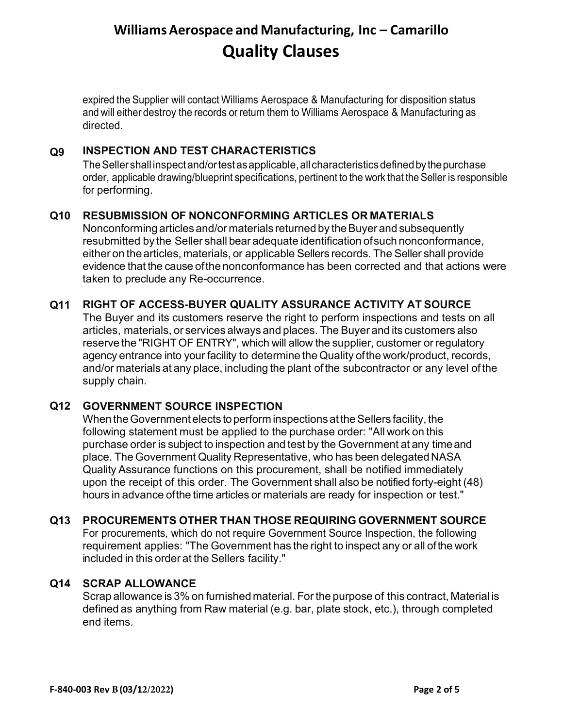expired the Supplier will contact Williams Aerospace & Manufacturing for disposition status and will either destroy the records or return them to Williams Aerospace & Manufacturing as directed.

### Q9 INSPECTION AND TEST CHARACTERISTICS

The Seller shall inspect and/or test as applicable, all characteristics defined by the purchase order, applicable drawing/blueprint specifications, pertinent to the work that the Seller is responsible for performing.

### Q10 RESUBMISSION OF NONCONFORMING ARTICLES OR MATERIALS

Nonconforming articles and/or materials returned by the Buyer and subsequently resubmitted by the Seller shall bear adequate identification of such nonconformance, either on the articles, materials, or applicable Sellers records. The Seller shall provide evidence that the cause of the nonconformance has been corrected and that actions were taken to preclude any Re-occurrence.

### Q11 RIGHT OF ACCESS-BUYER QUALITY ASSURANCE ACTIVITY AT SOURCE

The Buyer and its customers reserve the right to perform inspections and tests on all articles, materials, or services always and places. The Buyer and its customers also reserve the "RIGHT OF ENTRY", which will allow the supplier, customer or regulatory agency entrance into your facility to determine the Quality of the work/product, records, and/or materials at any place, including the plant of the subcontractor or any level of the supply chain.

### Q12 GOVERNMENT SOURCE INSPECTION

When the Government elects to perform inspections at the Sellers facility, the following statement must be applied to the purchase order: "All work on this purchase order is subject to inspection and test by the Government at any time and place. The Government Quality Representative, who has been delegated NASA Quality Assurance functions on this procurement, shall be notified immediately upon the receipt of this order. The Government shall also be notified forty-eight (48) hours in advance of the time articles or materials are ready for inspection or test."

### Q13 PROCUREMENTS OTHER THAN THOSE REQUIRING GOVERNMENT SOURCE

For procurements, which do not require Government Source Inspection, the following requirement applies: "The Government has the right to inspect any or all of the work included in this order at the Sellers facility."

### Q14 SCRAP ALLOWANCE

Scrap allowance is 3% on furnished material. For the purpose of this contract, Material is defined as anything from Raw material (e.g. bar, plate stock, etc.), through completed end items.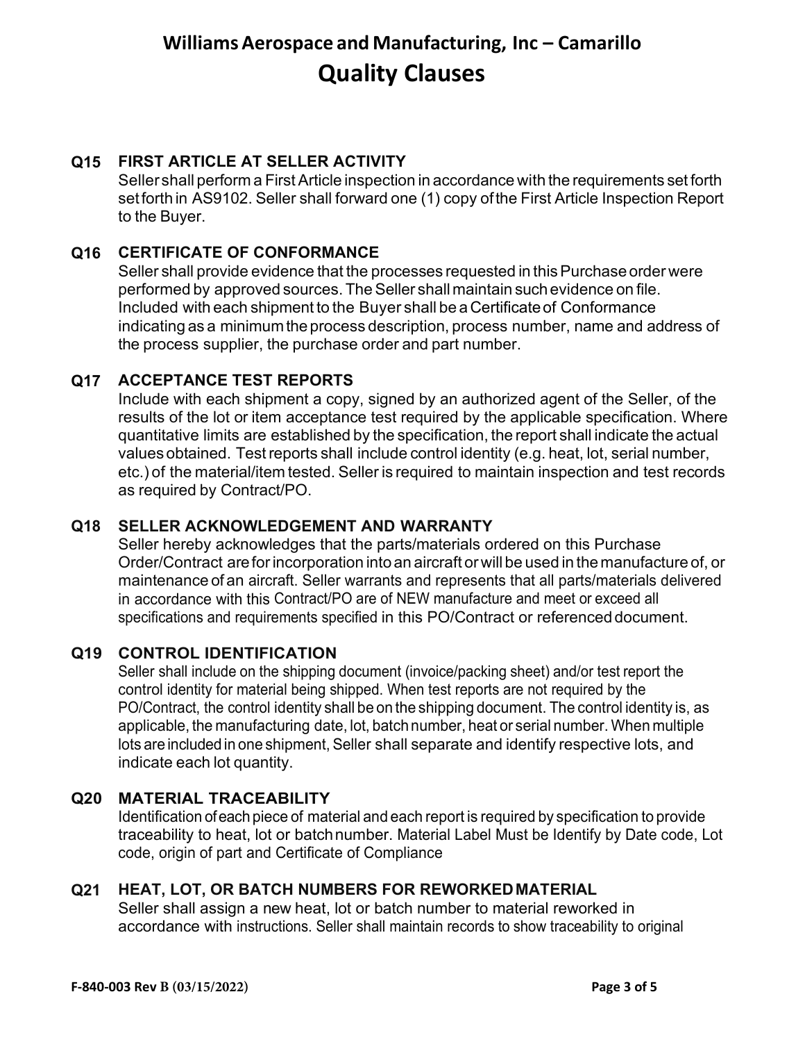## Q15 FIRST ARTICLE AT SELLER ACTIVITY

Seller shall perform a First Article inspection in accordance with the requirements set forth set forth in AS9102. Seller shall forward one (1) copy of the First Article Inspection Report to the Buyer.

## Q16 CERTIFICATE OF CONFORMANCE

Seller shall provide evidence that the processes requested in this Purchase order were performed by approved sources. The Seller shall maintain such evidence on file. Included with each shipment to the Buyer shall be a Certificate of Conformance indicating as a minimum the process description, process number, name and address of the process supplier, the purchase order and part number.

## Q17 ACCEPTANCE TEST REPORTS

Include with each shipment a copy, signed by an authorized agent of the Seller, of the results of the lot or item acceptance test required by the applicable specification. Where quantitative limits are established by the specification, the report shall indicate the actual values obtained. Test reports shall include control identity (e.g. heat, lot, serial number, etc.) of the material/item tested. Seller is required to maintain inspection and test records as required by Contract/PO.

## Q18 SELLER ACKNOWLEDGEMENT AND WARRANTY

Seller hereby acknowledges that the parts/materials ordered on this Purchase Order/Contract are for incorporation into an aircraft or will be used in the manufacture of, or maintenance of an aircraft. Seller warrants and represents that all parts/materials delivered in accordance with this Contract/PO are of NEW manufacture and meet or exceed all specifications and requirements specified in this PO/Contract or referenced document.

## Q19 CONTROL IDENTIFICATION

Seller shall include on the shipping document (invoice/packing sheet) and/or test report the control identity for material being shipped. When test reports are not required by the PO/Contract, the control identity shall be on the shipping document. The control identity is, as applicable, the manufacturing date, lot, batch number, heat or serial number. When multiple lots are included in one shipment, Seller shall separate and identify respective lots, and indicate each lot quantity.

## Q20 MATERIAL TRACEABILITY

Identification of each piece of material and each report is required by specification to provide traceability to heat, lot or batch number. Material Label Must be Identify by Date code, Lot code, origin of part and Certificate of Compliance

## Q21 HEAT, LOT, OR BATCH NUMBERS FOR REWORKED MATERIAL

Seller shall assign a new heat, lot or batch number to material reworked in accordance with instructions. Seller shall maintain records to show traceability to original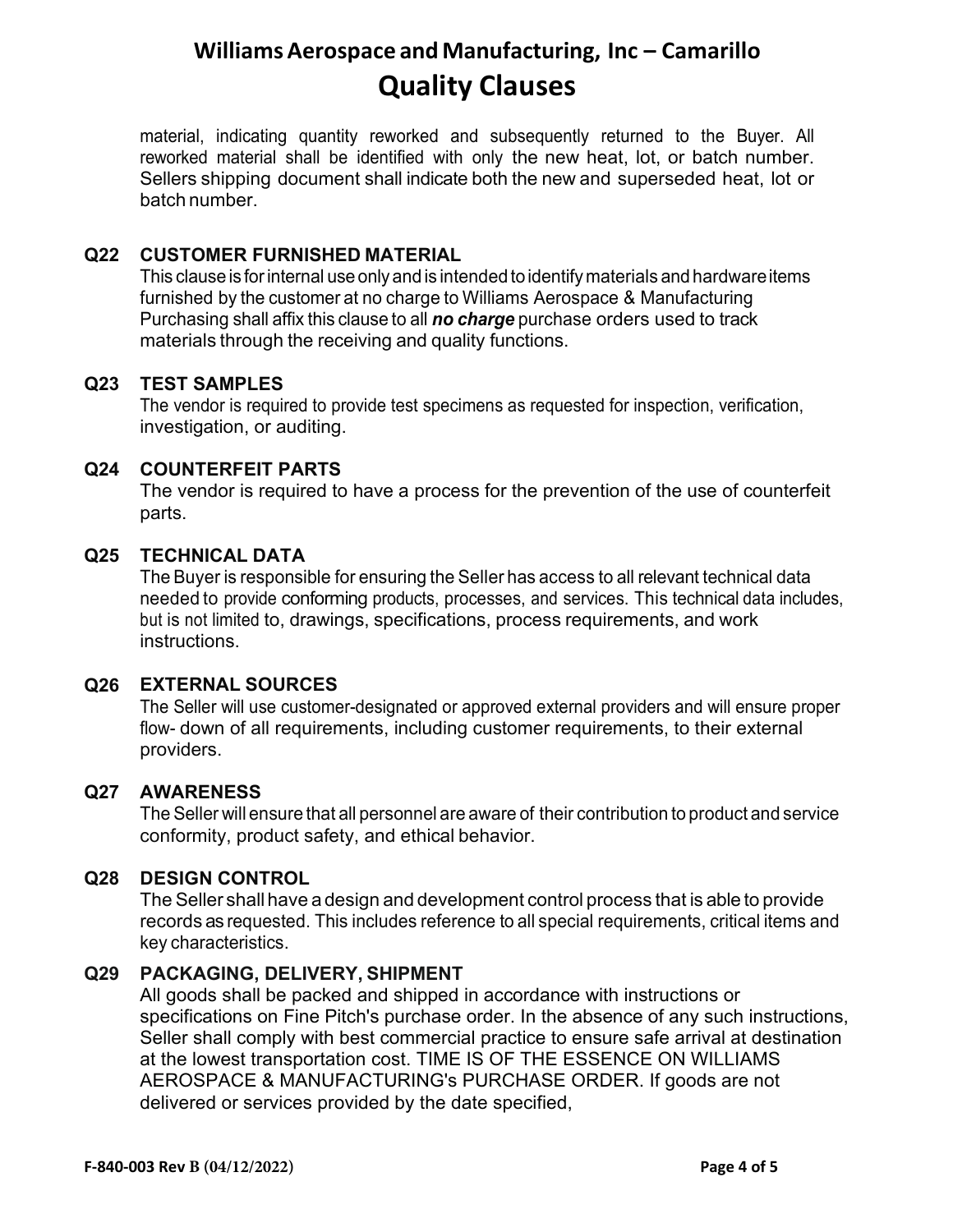material, indicating quantity reworked and subsequently returned to the Buyer. All reworked material shall be identified with only the new heat, lot, or batch number. Sellers shipping document shall indicate both the new and superseded heat, lot or batch number.

### Q22 CUSTOMER FURNISHED MATERIAL

This clause is for internal use only and is intended to identify materials and hardware items furnished by the customer at no charge to Williams Aerospace & Manufacturing Purchasing shall affix this clause to all ***no charge*** purchase orders used to track materials through the receiving and quality functions.

### Q23 TEST SAMPLES

The vendor is required to provide test specimens as requested for inspection, verification, investigation, or auditing.

### Q24 COUNTERFEIT PARTS

The vendor is required to have a process for the prevention of the use of counterfeit parts.

### Q25 TECHNICAL DATA

The Buyer is responsible for ensuring the Seller has access to all relevant technical data needed to provide conforming products, processes, and services. This technical data includes, but is not limited to, drawings, specifications, process requirements, and work instructions.

### Q26 EXTERNAL SOURCES

The Seller will use customer-designated or approved external providers and will ensure proper flow- down of all requirements, including customer requirements, to their external providers.

### Q27 AWARENESS

The Seller will ensure that all personnel are aware of their contribution to product and service conformity, product safety, and ethical behavior.

### Q28 DESIGN CONTROL

The Seller shall have a design and development control process that is able to provide records as requested. This includes reference to all special requirements, critical items and key characteristics.

### Q29 PACKAGING, DELIVERY, SHIPMENT

All goods shall be packed and shipped in accordance with instructions or specifications on Fine Pitch's purchase order. In the absence of any such instructions, Seller shall comply with best commercial practice to ensure safe arrival at destination at the lowest transportation cost. TIME IS OF THE ESSENCE ON WILLIAMS AEROSPACE & MANUFACTURING's PURCHASE ORDER. If goods are not delivered or services provided by the date specified,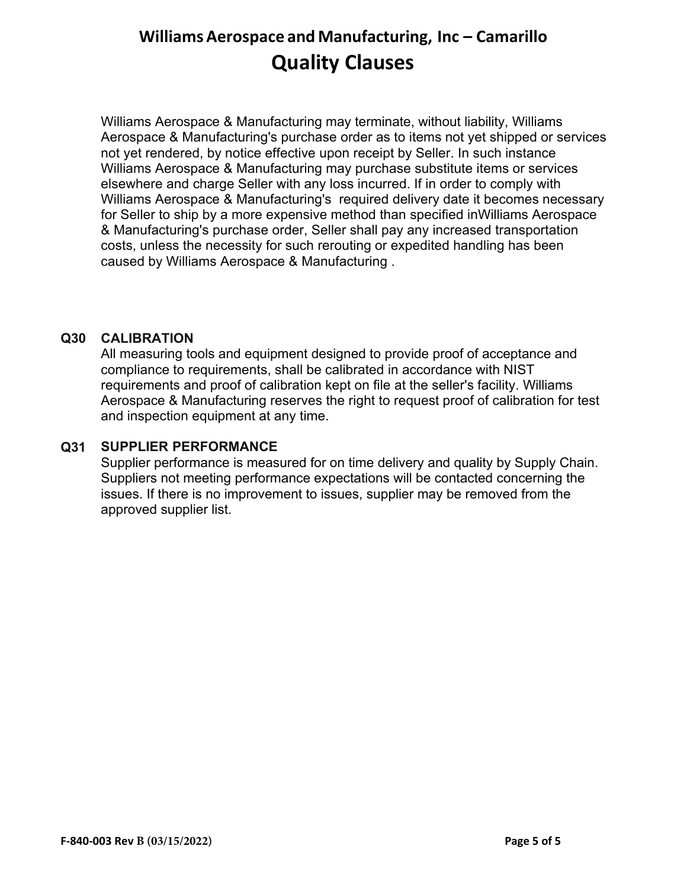Williams Aerospace & Manufacturing may terminate, without liability, Williams Aerospace & Manufacturing's purchase order as to items not yet shipped or services not yet rendered, by notice effective upon receipt by Seller. In such instance Williams Aerospace & Manufacturing may purchase substitute items or services elsewhere and charge Seller with any loss incurred. If in order to comply with Williams Aerospace & Manufacturing's required delivery date it becomes necessary for Seller to ship by a more expensive method than specified inWilliams Aerospace & Manufacturing's purchase order, Seller shall pay any increased transportation costs, unless the necessity for such rerouting or expedited handling has been caused by Williams Aerospace & Manufacturing .

**Q30 CALIBRATION**

All measuring tools and equipment designed to provide proof of acceptance and compliance to requirements, shall be calibrated in accordance with NIST requirements and proof of calibration kept on file at the seller's facility. Williams Aerospace & Manufacturing reserves the right to request proof of calibration for test and inspection equipment at any time.

**Q31 SUPPLIER PERFORMANCE**

Supplier performance is measured for on time delivery and quality by Supply Chain. Suppliers not meeting performance expectations will be contacted concerning the issues. If there is no improvement to issues, supplier may be removed from the approved supplier list.